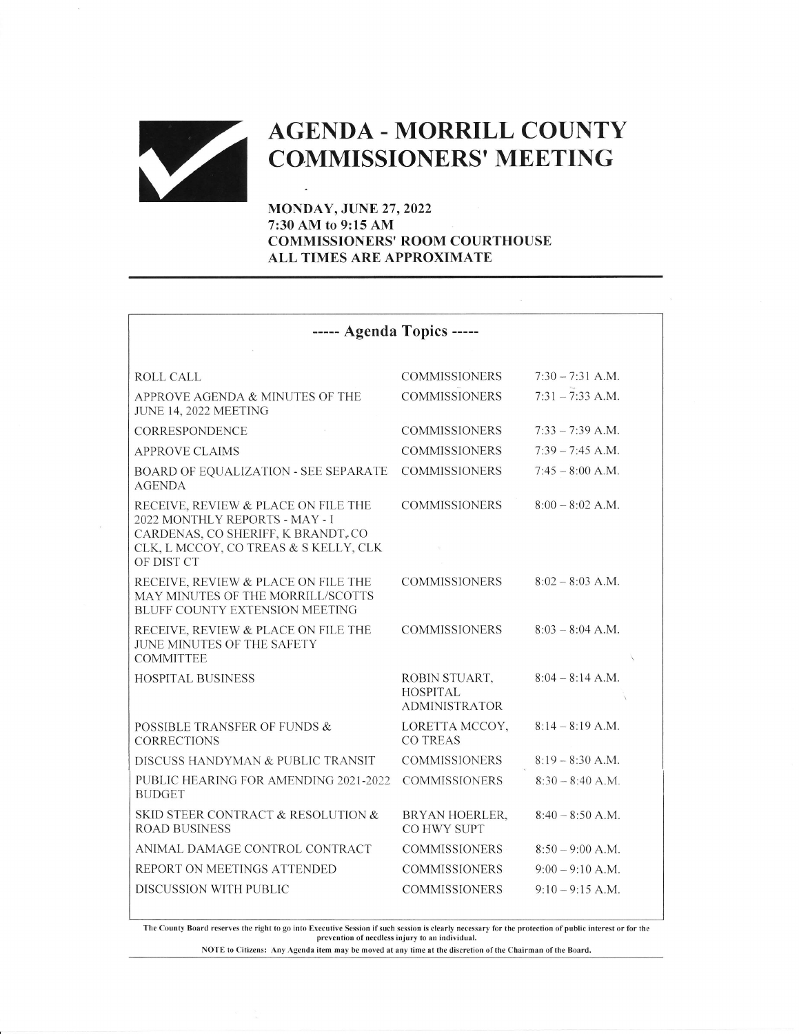# AGENDA - MORRILL COUNTY COMMISSIONERS' MEETING

**MONDAY, JUNE 27, 2022**
**7:30 AM to 9:15 AM**
**COMMISSIONERS' ROOM COURTHOUSE**
**ALL TIMES ARE APPROXIMATE**

## ----- Agenda Topics -----

| Topic | Presenter | Time |
|---|---|---|
| ROLL CALL | COMMISSIONERS | 7:30 – 7:31 A.M. |
| APPROVE AGENDA & MINUTES OF THE JUNE 14, 2022 MEETING | COMMISSIONERS | 7:31 – 7:33 A.M. |
| CORRESPONDENCE | COMMISSIONERS | 7:33 – 7:39 A.M. |
| APPROVE CLAIMS | COMMISSIONERS | 7:39 – 7:45 A.M. |
| BOARD OF EQUALIZATION - SEE SEPARATE AGENDA | COMMISSIONERS | 7:45 – 8:00 A.M. |
| RECEIVE, REVIEW & PLACE ON FILE THE 2022 MONTHLY REPORTS - MAY - I CARDENAS, CO SHERIFF, K BRANDT, CO CLK, L MCCOY, CO TREAS & S KELLY, CLK OF DIST CT | COMMISSIONERS | 8:00 – 8:02 A.M. |
| RECEIVE, REVIEW & PLACE ON FILE THE MAY MINUTES OF THE MORRILL/SCOTTS BLUFF COUNTY EXTENSION MEETING | COMMISSIONERS | 8:02 – 8:03 A.M. |
| RECEIVE, REVIEW & PLACE ON FILE THE JUNE MINUTES OF THE SAFETY COMMITTEE | COMMISSIONERS | 8:03 – 8:04 A.M. |
| HOSPITAL BUSINESS | ROBIN STUART, HOSPITAL ADMINISTRATOR | 8:04 – 8:14 A.M. |
| POSSIBLE TRANSFER OF FUNDS & CORRECTIONS | LORETTA MCCOY, CO TREAS | 8:14 – 8:19 A.M. |
| DISCUSS HANDYMAN & PUBLIC TRANSIT | COMMISSIONERS | 8:19 – 8:30 A.M. |
| PUBLIC HEARING FOR AMENDING 2021-2022 BUDGET | COMMISSIONERS | 8:30 – 8:40 A.M. |
| SKID STEER CONTRACT & RESOLUTION & ROAD BUSINESS | BRYAN HOERLER, CO HWY SUPT | 8:40 – 8:50 A.M. |
| ANIMAL DAMAGE CONTROL CONTRACT | COMMISSIONERS | 8:50 – 9:00 A.M. |
| REPORT ON MEETINGS ATTENDED | COMMISSIONERS | 9:00 – 9:10 A.M. |
| DISCUSSION WITH PUBLIC | COMMISSIONERS | 9:10 – 9:15 A.M. |

**The County Board reserves the right to go into Executive Session if such session is clearly necessary for the protection of public interest or for the prevention of needless injury to an individual.**

**NOTE to Citizens: Any Agenda item may be moved at any time at the discretion of the Chairman of the Board.**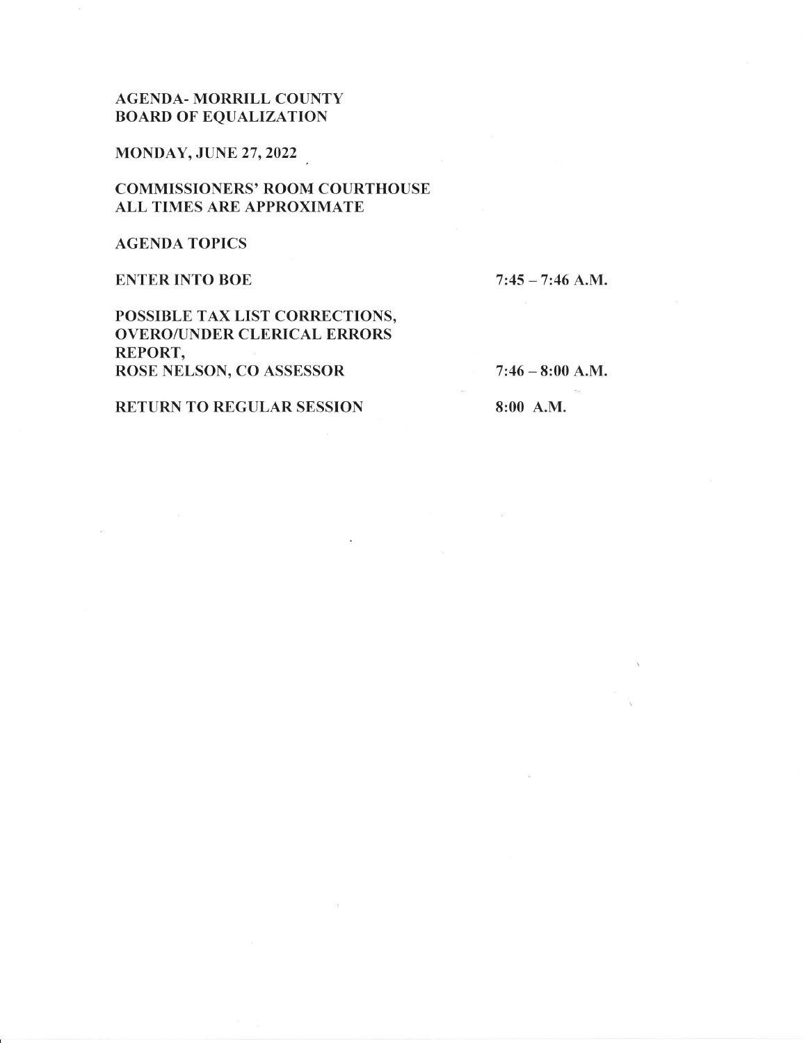**AGENDA- MORRILL COUNTY**
**BOARD OF EQUALIZATION**

**MONDAY, JUNE 27, 2022**

**COMMISSIONERS' ROOM COURTHOUSE**
**ALL TIMES ARE APPROXIMATE**

**AGENDA TOPICS**

| | |
|---|---|
| **ENTER INTO BOE** | **7:45 – 7:46 A.M.** |
| **POSSIBLE TAX LIST CORRECTIONS, OVERO/UNDER CLERICAL ERRORS REPORT, ROSE NELSON, CO ASSESSOR** | **7:46 – 8:00 A.M.** |
| **RETURN TO REGULAR SESSION** | **8:00 A.M.** |